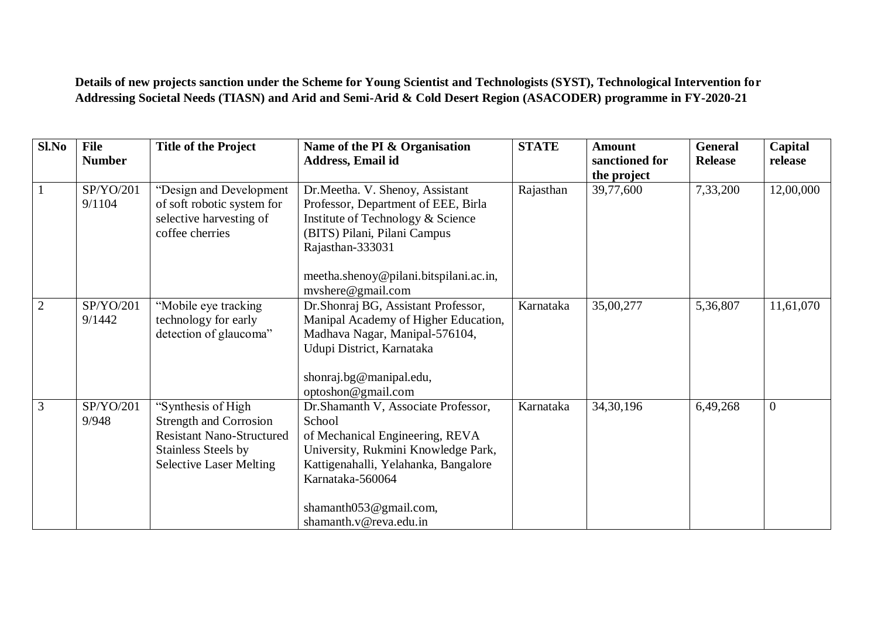**Details of new projects sanction under the Scheme for Young Scientist and Technologists (SYST), Technological Intervention for Addressing Societal Needs (TIASN) and Arid and Semi-Arid & Cold Desert Region (ASACODER) programme in FY-2020-21**

| Sl.No | File Number | Title of the Project | Name of the PI & Organisation Address, Email id | STATE | Amount sanctioned for the project | General Release | Capital release |
|---|---|---|---|---|---|---|---|
| 1 | SP/YO/2019/1104 | "Design and Development of soft robotic system for selective harvesting of coffee cherries | Dr.Meetha. V. Shenoy, Assistant Professor, Department of EEE, Birla Institute of Technology & Science (BITS) Pilani, Pilani Campus Rajasthan-333031<br><br>meetha.shenoy@pilani.bitspilani.ac.in, mvshere@gmail.com | Rajasthan | 39,77,600 | 7,33,200 | 12,00,000 |
| 2 | SP/YO/2019/1442 | "Mobile eye tracking technology for early detection of glaucoma" | Dr.Shonraj BG, Assistant Professor, Manipal Academy of Higher Education, Madhava Nagar, Manipal-576104, Udupi District, Karnataka<br><br>shonraj.bg@manipal.edu, optoshon@gmail.com | Karnataka | 35,00,277 | 5,36,807 | 11,61,070 |
| 3 | SP/YO/2019/948 | "Synthesis of High Strength and Corrosion Resistant Nano-Structured Stainless Steels by Selective Laser Melting | Dr.Shamanth V, Associate Professor, School of Mechanical Engineering, REVA University, Rukmini Knowledge Park, Kattigenahalli, Yelahanka, Bangalore Karnataka-560064<br><br>shamanth053@gmail.com, shamanth.v@reva.edu.in | Karnataka | 34,30,196 | 6,49,268 | 0 |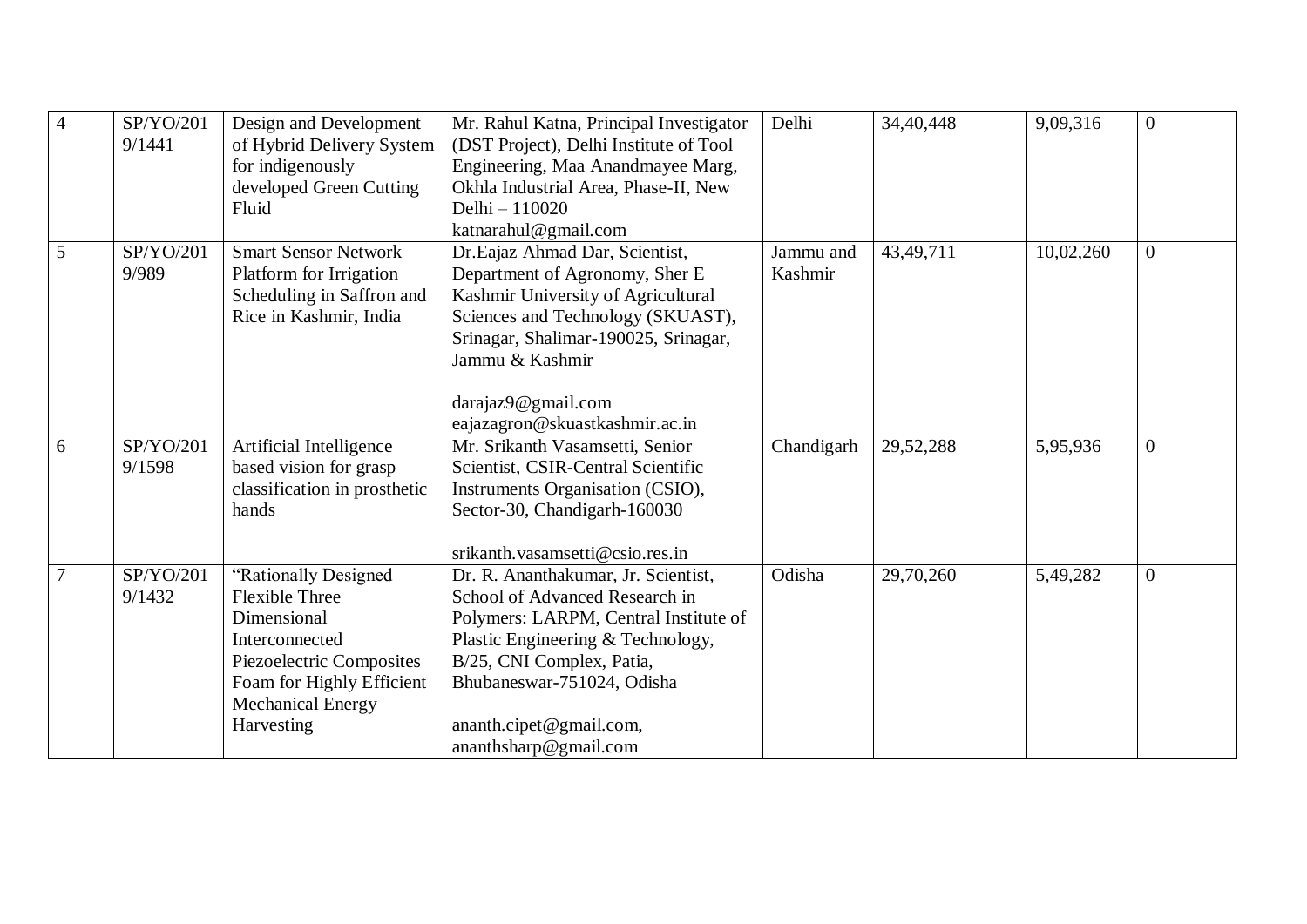| 4 | SP/YO/2019/1441 | Design and Development of Hybrid Delivery System for indigenously developed Green Cutting Fluid | Mr. Rahul Katna, Principal Investigator (DST Project), Delhi Institute of Tool Engineering, Maa Anandmayee Marg, Okhla Industrial Area, Phase-II, New Delhi – 110020 katnarahul@gmail.com | Delhi | 34,40,448 | 9,09,316 | 0 |
|---|---|---|---|---|---|---|---|
| 5 | SP/YO/2019/989 | Smart Sensor Network Platform for Irrigation Scheduling in Saffron and Rice in Kashmir, India | Dr.Eajaz Ahmad Dar, Scientist, Department of Agronomy, Sher E Kashmir University of Agricultural Sciences and Technology (SKUAST), Srinagar, Shalimar-190025, Srinagar, Jammu & Kashmir darajaz9@gmail.com eajazagron@skuastkashmir.ac.in | Jammu and Kashmir | 43,49,711 | 10,02,260 | 0 |
| 6 | SP/YO/2019/1598 | Artificial Intelligence based vision for grasp classification in prosthetic hands | Mr. Srikanth Vasamsetti, Senior Scientist, CSIR-Central Scientific Instruments Organisation (CSIO), Sector-30, Chandigarh-160030 srikanth.vasamsetti@csio.res.in | Chandigarh | 29,52,288 | 5,95,936 | 0 |
| 7 | SP/YO/2019/1432 | "Rationally Designed Flexible Three Dimensional Interconnected Piezoelectric Composites Foam for Highly Efficient Mechanical Energy Harvesting | Dr. R. Ananthakumar, Jr. Scientist, School of Advanced Research in Polymers: LARPM, Central Institute of Plastic Engineering & Technology, B/25, CNI Complex, Patia, Bhubaneswar-751024, Odisha ananth.cipet@gmail.com, ananthsharp@gmail.com | Odisha | 29,70,260 | 5,49,282 | 0 |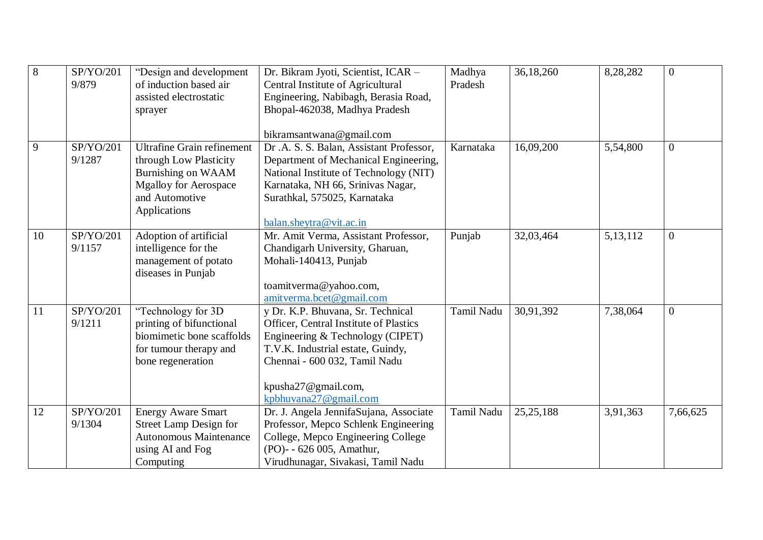| 8 | SP/YO/2019/879 | "Design and development of induction based air assisted electrostatic sprayer | Dr. Bikram Jyoti, Scientist, ICAR – Central Institute of Agricultural Engineering, Nabibagh, Berasia Road, Bhopal-462038, Madhya Pradesh<br><br>bikramsantwana@gmail.com | Madhya Pradesh | 36,18,260 | 8,28,282 | 0 |
|---|---|---|---|---|---|---|---|
| 9 | SP/YO/2019/1287 | Ultrafine Grain refinement through Low Plasticity Burnishing on WAAM Mgalloy for Aerospace and Automotive Applications | Dr .A. S. S. Balan, Assistant Professor, Department of Mechanical Engineering, National Institute of Technology (NIT) Karnataka, NH 66, Srinivas Nagar, Surathkal, 575025, Karnataka<br><br>balan.sheytra@vit.ac.in | Karnataka | 16,09,200 | 5,54,800 | 0 |
| 10 | SP/YO/2019/1157 | Adoption of artificial intelligence for the management of potato diseases in Punjab | Mr. Amit Verma, Assistant Professor, Chandigarh University, Gharuan, Mohali-140413, Punjab<br><br>toamitverma@yahoo.com, amitverma.bcet@gmail.com | Punjab | 32,03,464 | 5,13,112 | 0 |
| 11 | SP/YO/2019/1211 | "Technology for 3D printing of bifunctional biomimetic bone scaffolds for tumour therapy and bone regeneration | y Dr. K.P. Bhuvana, Sr. Technical Officer, Central Institute of Plastics Engineering & Technology (CIPET) T.V.K. Industrial estate, Guindy, Chennai - 600 032, Tamil Nadu<br><br>kpusha27@gmail.com, kpbhuvana27@gmail.com | Tamil Nadu | 30,91,392 | 7,38,064 | 0 |
| 12 | SP/YO/2019/1304 | Energy Aware Smart Street Lamp Design for Autonomous Maintenance using AI and Fog Computing | Dr. J. Angela JennifaSujana, Associate Professor, Mepco Schlenk Engineering College, Mepco Engineering College (PO)- - 626 005, Amathur, Virudhunagar, Sivakasi, Tamil Nadu | Tamil Nadu | 25,25,188 | 3,91,363 | 7,66,625 |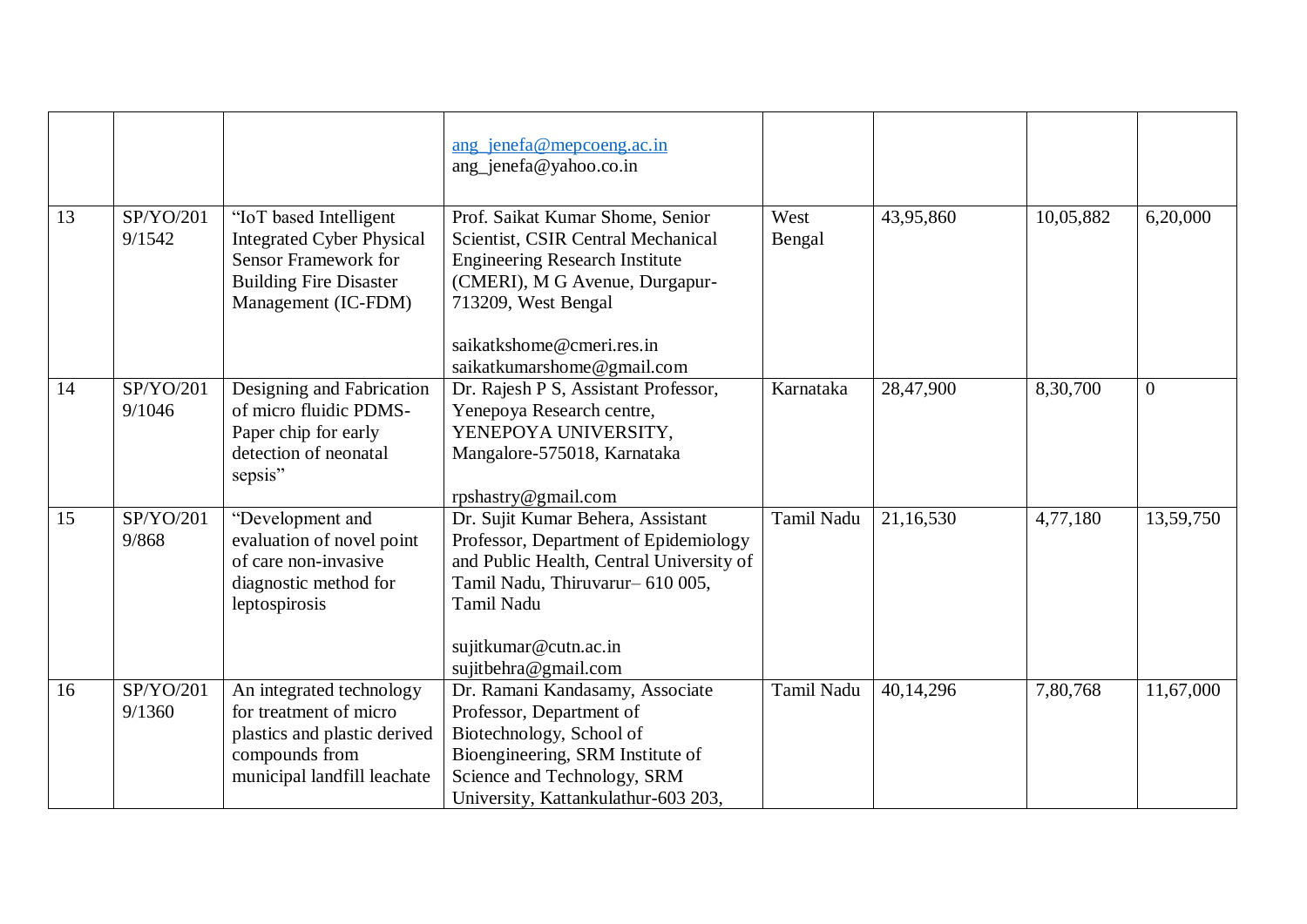| | | | | | | | |
|---|---|---|---|---|---|---|---|
| | | | ang_jenefa@mepcoeng.ac.in<br>ang_jenefa@yahoo.co.in | | | | |
| 13 | SP/YO/2019/1542 | "IoT based Intelligent Integrated Cyber Physical Sensor Framework for Building Fire Disaster Management (IC-FDM) | Prof. Saikat Kumar Shome, Senior Scientist, CSIR Central Mechanical Engineering Research Institute (CMERI), M G Avenue, Durgapur-713209, West Bengal<br><br>saikatkshome@cmeri.res.in<br>saikatkumarshome@gmail.com | West Bengal | 43,95,860 | 10,05,882 | 6,20,000 |
| 14 | SP/YO/2019/1046 | Designing and Fabrication of micro fluidic PDMS-Paper chip for early detection of neonatal sepsis" | Dr. Rajesh P S, Assistant Professor, Yenepoya Research centre, YENEPOYA UNIVERSITY, Mangalore-575018, Karnataka<br><br>rpshastry@gmail.com | Karnataka | 28,47,900 | 8,30,700 | 0 |
| 15 | SP/YO/2019/868 | "Development and evaluation of novel point of care non-invasive diagnostic method for leptospirosis | Dr. Sujit Kumar Behera, Assistant Professor, Department of Epidemiology and Public Health, Central University of Tamil Nadu, Thiruvarur– 610 005, Tamil Nadu<br><br>sujitkumar@cutn.ac.in<br>sujitbehra@gmail.com | Tamil Nadu | 21,16,530 | 4,77,180 | 13,59,750 |
| 16 | SP/YO/2019/1360 | An integrated technology for treatment of micro plastics and plastic derived compounds from municipal landfill leachate | Dr. Ramani Kandasamy, Associate Professor, Department of Biotechnology, School of Bioengineering, SRM Institute of Science and Technology, SRM University, Kattankulathur-603 203, | Tamil Nadu | 40,14,296 | 7,80,768 | 11,67,000 |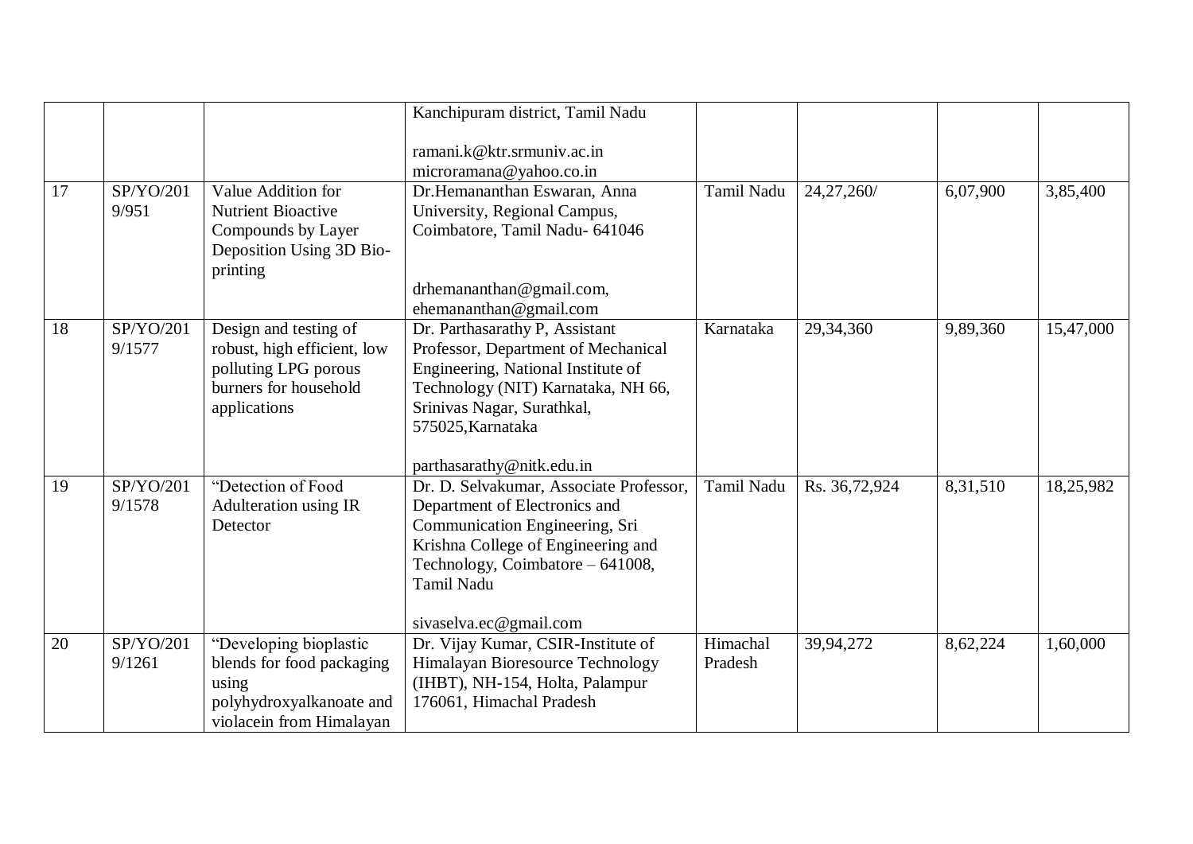|  |  |  | Kanchipuram district, Tamil Nadu<br><br>ramani.k@ktr.srmuniv.ac.in<br>microramana@yahoo.co.in |  |  |  |  |
|---|---|---|---|---|---|---|---|
| 17 | SP/YO/2019/951 | Value Addition for Nutrient Bioactive Compounds by Layer Deposition Using 3D Bio-printing | Dr.Hemananthan Eswaran, Anna University, Regional Campus, Coimbatore, Tamil Nadu- 641046<br><br>drhemananthan@gmail.com, ehemananthan@gmail.com | Tamil Nadu | 24,27,260/ | 6,07,900 | 3,85,400 |
| 18 | SP/YO/2019/1577 | Design and testing of robust, high efficient, low polluting LPG porous burners for household applications | Dr. Parthasarathy P, Assistant Professor, Department of Mechanical Engineering, National Institute of Technology (NIT) Karnataka, NH 66, Srinivas Nagar, Surathkal, 575025,Karnataka<br><br>parthasarathy@nitk.edu.in | Karnataka | 29,34,360 | 9,89,360 | 15,47,000 |
| 19 | SP/YO/2019/1578 | "Detection of Food Adulteration using IR Detector | Dr. D. Selvakumar, Associate Professor, Department of Electronics and Communication Engineering, Sri Krishna College of Engineering and Technology, Coimbatore – 641008, Tamil Nadu<br><br>sivaselva.ec@gmail.com | Tamil Nadu | Rs. 36,72,924 | 8,31,510 | 18,25,982 |
| 20 | SP/YO/2019/1261 | "Developing bioplastic blends for food packaging using polyhydroxyalkanoate and violacein from Himalayan | Dr. Vijay Kumar, CSIR-Institute of Himalayan Bioresource Technology (IHBT), NH-154, Holta, Palampur 176061, Himachal Pradesh | Himachal Pradesh | 39,94,272 | 8,62,224 | 1,60,000 |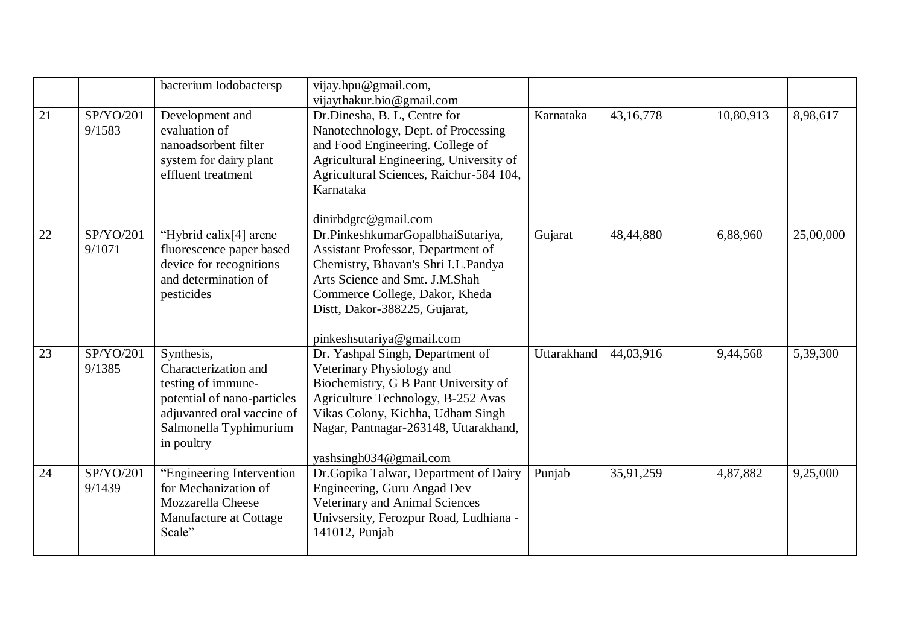|  |  |  |  |  |  |  |  |
|---|---|---|---|---|---|---|---|
|  |  | bacterium Iodobactersp | vijay.hpu@gmail.com, vijaythakur.bio@gmail.com |  |  |  |  |
| 21 | SP/YO/2019/1583 | Development and evaluation of nanoadsorbent filter system for dairy plant effluent treatment | Dr.Dinesha, B. L, Centre for Nanotechnology, Dept. of Processing and Food Engineering. College of Agricultural Engineering, University of Agricultural Sciences, Raichur-584 104, Karnataka<br><br>dinirbdgtc@gmail.com | Karnataka | 43,16,778 | 10,80,913 | 8,98,617 |
| 22 | SP/YO/2019/1071 | "Hybrid calix[4] arene fluorescence paper based device for recognitions and determination of pesticides | Dr.PinkeshkumarGopalbhaiSutariya, Assistant Professor, Department of Chemistry, Bhavan's Shri I.L.Pandya Arts Science and Smt. J.M.Shah Commerce College, Dakor, Kheda Distt, Dakor-388225, Gujarat,<br><br>pinkeshsutariya@gmail.com | Gujarat | 48,44,880 | 6,88,960 | 25,00,000 |
| 23 | SP/YO/2019/1385 | Synthesis, Characterization and testing of immune-potential of nano-particles adjuvanted oral vaccine of Salmonella Typhimurium in poultry | Dr. Yashpal Singh, Department of Veterinary Physiology and Biochemistry, G B Pant University of Agriculture Technology, B-252 Avas Vikas Colony, Kichha, Udham Singh Nagar, Pantnagar-263148, Uttarakhand,<br><br>yashsingh034@gmail.com | Uttarakhand | 44,03,916 | 9,44,568 | 5,39,300 |
| 24 | SP/YO/2019/1439 | "Engineering Intervention for Mechanization of Mozzarella Cheese Manufacture at Cottage Scale" | Dr.Gopika Talwar, Department of Dairy Engineering, Guru Angad Dev Veterinary and Animal Sciences Univsersity, Ferozpur Road, Ludhiana - 141012, Punjab | Punjab | 35,91,259 | 4,87,882 | 9,25,000 |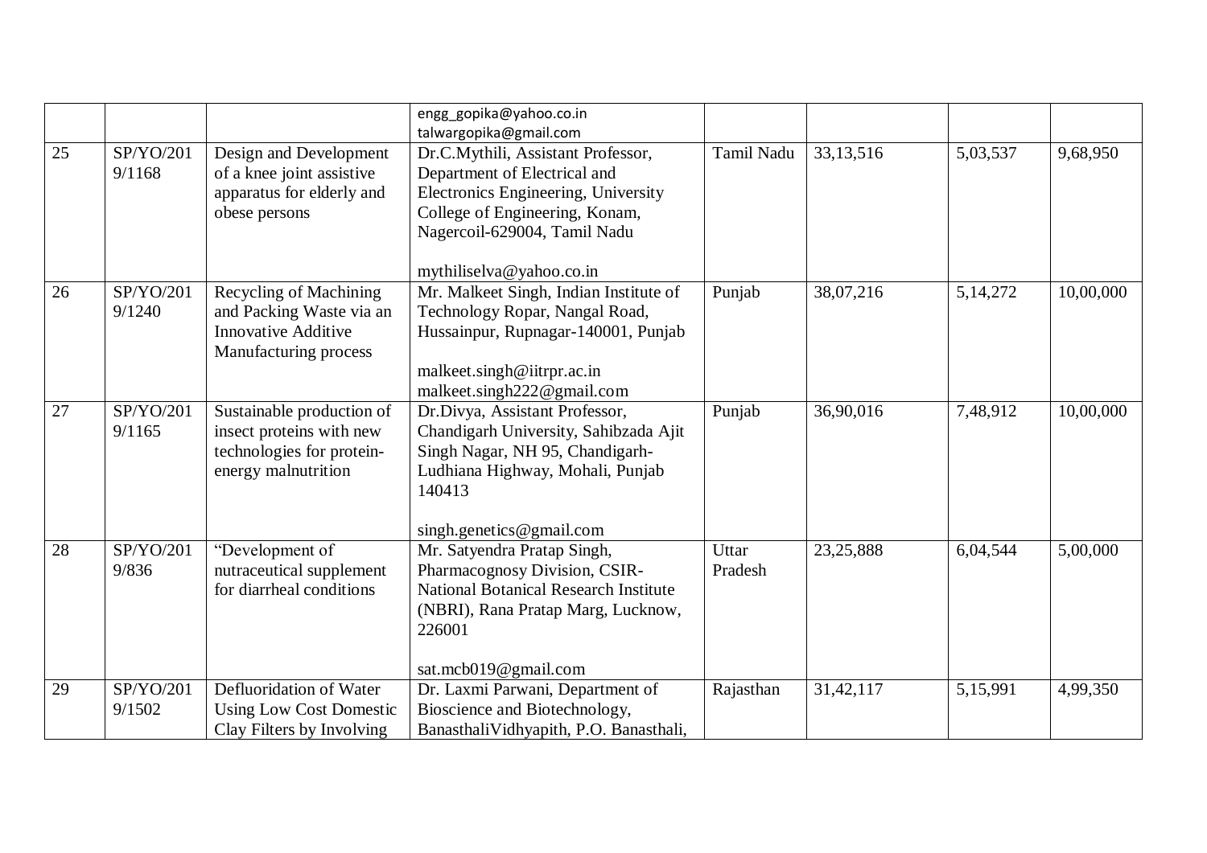|  |  |  | engg_gopika@yahoo.co.in talwargopika@gmail.com |  |  |  |  |
|---|---|---|---|---|---|---|---|
| 25 | SP/YO/2019/1168 | Design and Development of a knee joint assistive apparatus for elderly and obese persons | Dr.C.Mythili, Assistant Professor, Department of Electrical and Electronics Engineering, University College of Engineering, Konam, Nagercoil-629004, Tamil Nadu<br><br>mythiliselva@yahoo.co.in | Tamil Nadu | 33,13,516 | 5,03,537 | 9,68,950 |
| 26 | SP/YO/2019/1240 | Recycling of Machining and Packing Waste via an Innovative Additive Manufacturing process | Mr. Malkeet Singh, Indian Institute of Technology Ropar, Nangal Road, Hussainpur, Rupnagar-140001, Punjab<br><br>malkeet.singh@iitrpr.ac.in malkeet.singh222@gmail.com | Punjab | 38,07,216 | 5,14,272 | 10,00,000 |
| 27 | SP/YO/2019/1165 | Sustainable production of insect proteins with new technologies for protein-energy malnutrition | Dr.Divya, Assistant Professor, Chandigarh University, Sahibzada Ajit Singh Nagar, NH 95, Chandigarh-Ludhiana Highway, Mohali, Punjab 140413<br><br>singh.genetics@gmail.com | Punjab | 36,90,016 | 7,48,912 | 10,00,000 |
| 28 | SP/YO/2019/836 | "Development of nutraceutical supplement for diarrheal conditions | Mr. Satyendra Pratap Singh, Pharmacognosy Division, CSIR-National Botanical Research Institute (NBRI), Rana Pratap Marg, Lucknow, 226001<br><br>sat.mcb019@gmail.com | Uttar Pradesh | 23,25,888 | 6,04,544 | 5,00,000 |
| 29 | SP/YO/2019/1502 | Defluoridation of Water Using Low Cost Domestic Clay Filters by Involving | Dr. Laxmi Parwani, Department of Bioscience and Biotechnology, BanasthaliVidhyapith, P.O. Banasthali, | Rajasthan | 31,42,117 | 5,15,991 | 4,99,350 |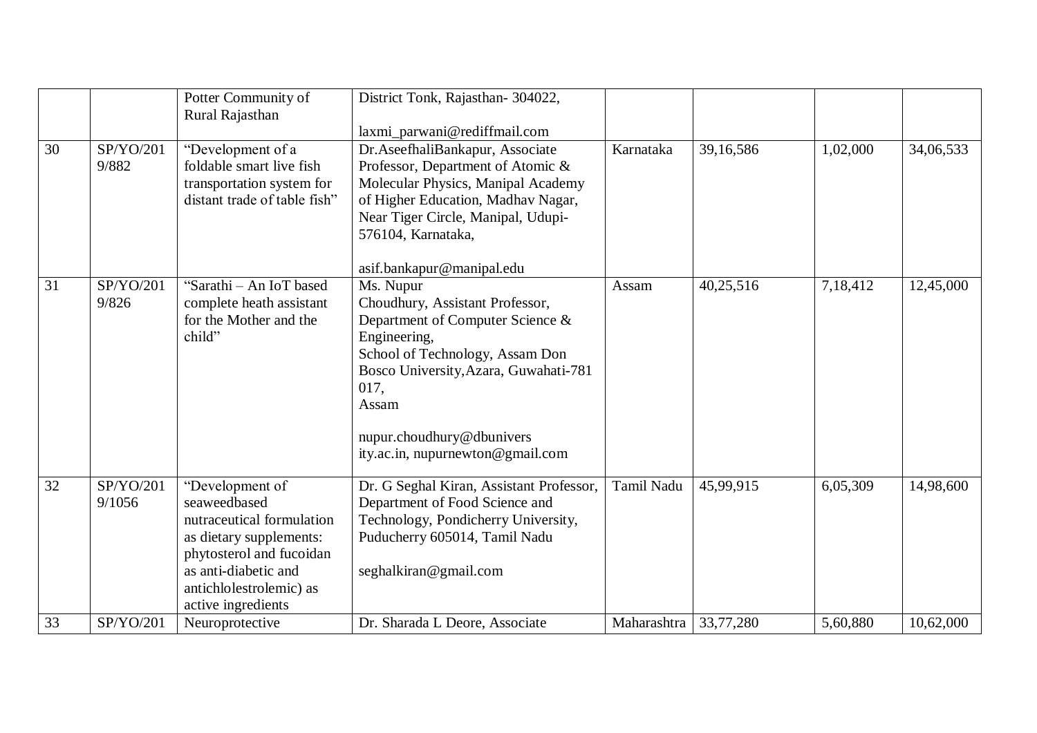|  |  |  |  |  |  |  |  |
|---|---|---|---|---|---|---|---|
|  |  | Potter Community of Rural Rajasthan | District Tonk, Rajasthan- 304022,<br><br>laxmi_parwani@rediffmail.com |  |  |  |  |
| 30 | SP/YO/2019/882 | “Development of a foldable smart live fish transportation system for distant trade of table fish” | Dr.AseefhaliBankapur, Associate Professor, Department of Atomic & Molecular Physics, Manipal Academy of Higher Education, Madhav Nagar, Near Tiger Circle, Manipal, Udupi-576104, Karnataka,<br><br>asif.bankapur@manipal.edu | Karnataka | 39,16,586 | 1,02,000 | 34,06,533 |
| 31 | SP/YO/2019/826 | “Sarathi – An IoT based complete heath assistant for the Mother and the child” | Ms. Nupur Choudhury, Assistant Professor, Department of Computer Science & Engineering, School of Technology, Assam Don Bosco University,Azara, Guwahati-781 017, Assam<br><br>nupur.choudhury@dbuniversity.ac.in, nupurnewton@gmail.com | Assam | 40,25,516 | 7,18,412 | 12,45,000 |
| 32 | SP/YO/2019/1056 | “Development of seaweedbased nutraceutical formulation as dietary supplements: phytosterol and fucoidan as anti-diabetic and antichlolestrolemic) as active ingredients | Dr. G Seghal Kiran, Assistant Professor, Department of Food Science and Technology, Pondicherry University, Puducherry 605014, Tamil Nadu<br><br>seghalkiran@gmail.com | Tamil Nadu | 45,99,915 | 6,05,309 | 14,98,600 |
| 33 | SP/YO/201 | Neuroprotective | Dr. Sharada L Deore, Associate | Maharashtra | 33,77,280 | 5,60,880 | 10,62,000 |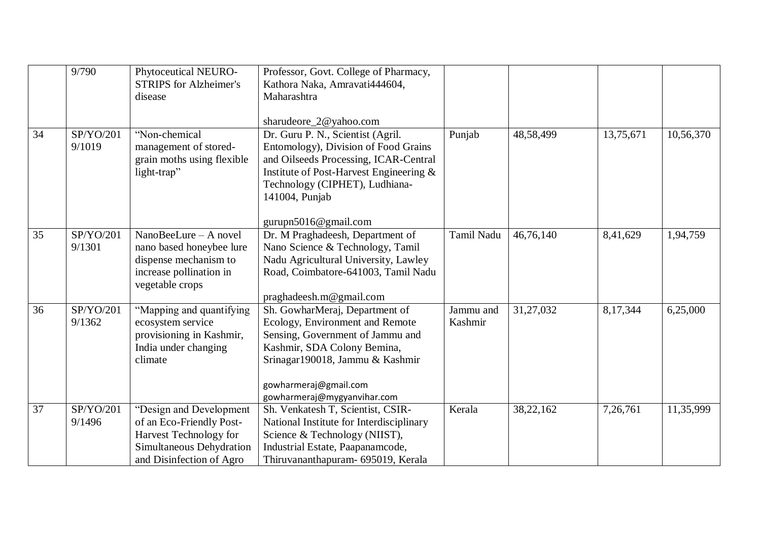| | | | | | | | |
|---|---|---|---|---|---|---|---|
| | 9/790 | Phytoceutical NEURO-STRIPS for Alzheimer's disease | Professor, Govt. College of Pharmacy, Kathora Naka, Amravati444604, Maharashtra<br><br>sharudeore_2@yahoo.com | | | | |
| 34 | SP/YO/2019/1019 | "Non-chemical management of stored-grain moths using flexible light-trap" | Dr. Guru P. N., Scientist (Agril. Entomology), Division of Food Grains and Oilseeds Processing, ICAR-Central Institute of Post-Harvest Engineering & Technology (CIPHET), Ludhiana-141004, Punjab<br><br>gurupn5016@gmail.com | Punjab | 48,58,499 | 13,75,671 | 10,56,370 |
| 35 | SP/YO/2019/1301 | NanoBeeLure – A novel nano based honeybee lure dispense mechanism to increase pollination in vegetable crops | Dr. M Praghadeesh, Department of Nano Science & Technology, Tamil Nadu Agricultural University, Lawley Road, Coimbatore-641003, Tamil Nadu<br><br>praghadeesh.m@gmail.com | Tamil Nadu | 46,76,140 | 8,41,629 | 1,94,759 |
| 36 | SP/YO/2019/1362 | "Mapping and quantifying ecosystem service provisioning in Kashmir, India under changing climate | Sh. GowharMeraj, Department of Ecology, Environment and Remote Sensing, Government of Jammu and Kashmir, SDA Colony Bemina, Srinagar190018, Jammu & Kashmir<br><br>gowharmeraj@gmail.com<br>gowharmeraj@mygyanvihar.com | Jammu and Kashmir | 31,27,032 | 8,17,344 | 6,25,000 |
| 37 | SP/YO/2019/1496 | "Design and Development of an Eco-Friendly Post-Harvest Technology for Simultaneous Dehydration and Disinfection of Agro | Sh. Venkatesh T, Scientist, CSIR-National Institute for Interdisciplinary Science & Technology (NIIST), Industrial Estate, Paapanamcode, Thiruvananthapuram- 695019, Kerala | Kerala | 38,22,162 | 7,26,761 | 11,35,999 |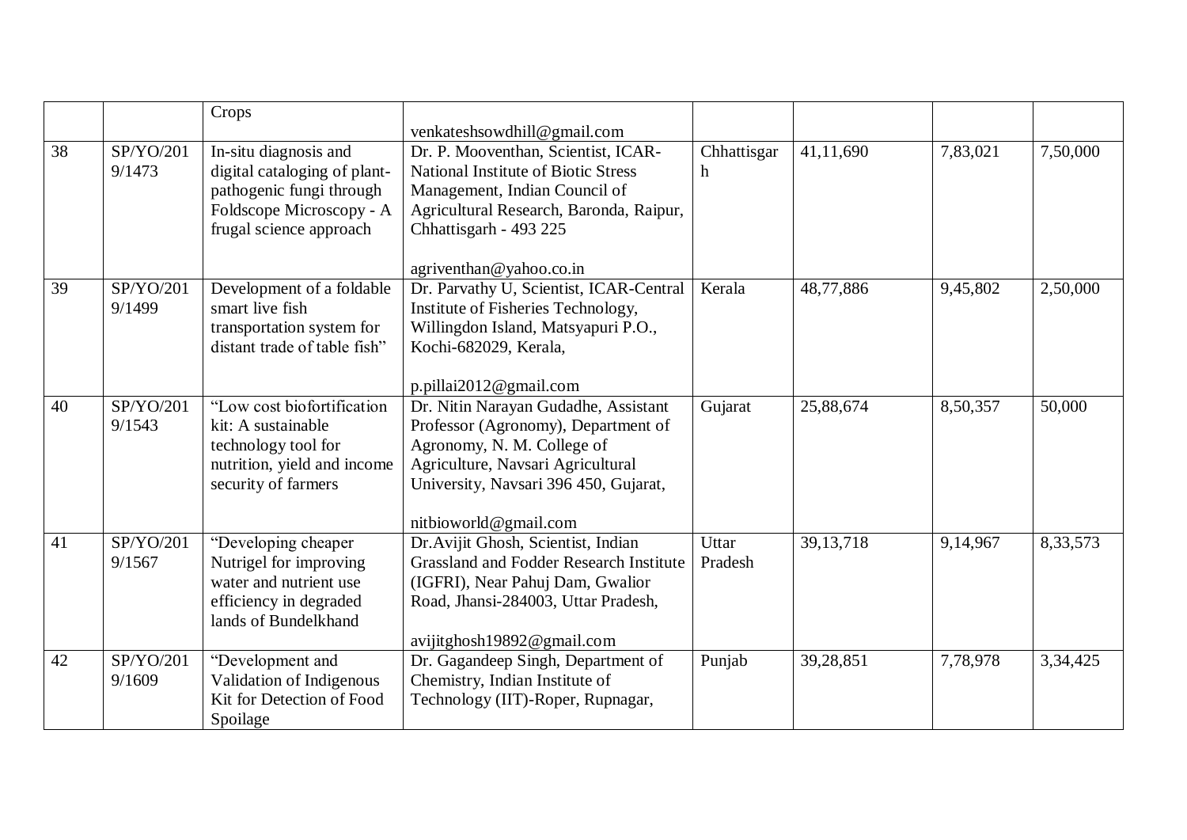| | | Crops | venkateshsowdhill@gmail.com | | | | |
|---|---|---|---|---|---|---|---|
| 38 | SP/YO/2019/1473 | In-situ diagnosis and digital cataloging of plant-pathogenic fungi through Foldscope Microscopy - A frugal science approach | Dr. P. Mooventhan, Scientist, ICAR-National Institute of Biotic Stress Management, Indian Council of Agricultural Research, Baronda, Raipur, Chhattisgarh - 493 225<br><br>agriventhan@yahoo.co.in | Chhattisgarh | 41,11,690 | 7,83,021 | 7,50,000 |
| 39 | SP/YO/2019/1499 | Development of a foldable smart live fish transportation system for distant trade of table fish" | Dr. Parvathy U, Scientist, ICAR-Central Institute of Fisheries Technology, Willingdon Island, Matsyapuri P.O., Kochi-682029, Kerala,<br><br>p.pillai2012@gmail.com | Kerala | 48,77,886 | 9,45,802 | 2,50,000 |
| 40 | SP/YO/2019/1543 | "Low cost biofortification kit: A sustainable technology tool for nutrition, yield and income security of farmers | Dr. Nitin Narayan Gudadhe, Assistant Professor (Agronomy), Department of Agronomy, N. M. College of Agriculture, Navsari Agricultural University, Navsari 396 450, Gujarat,<br><br>nitbioworld@gmail.com | Gujarat | 25,88,674 | 8,50,357 | 50,000 |
| 41 | SP/YO/2019/1567 | "Developing cheaper Nutrigel for improving water and nutrient use efficiency in degraded lands of Bundelkhand | Dr.Avijit Ghosh, Scientist, Indian Grassland and Fodder Research Institute (IGFRI), Near Pahuj Dam, Gwalior Road, Jhansi-284003, Uttar Pradesh,<br><br>avijitghosh19892@gmail.com | Uttar Pradesh | 39,13,718 | 9,14,967 | 8,33,573 |
| 42 | SP/YO/2019/1609 | "Development and Validation of Indigenous Kit for Detection of Food Spoilage | Dr. Gagandeep Singh, Department of Chemistry, Indian Institute of Technology (IIT)-Roper, Rupnagar, | Punjab | 39,28,851 | 7,78,978 | 3,34,425 |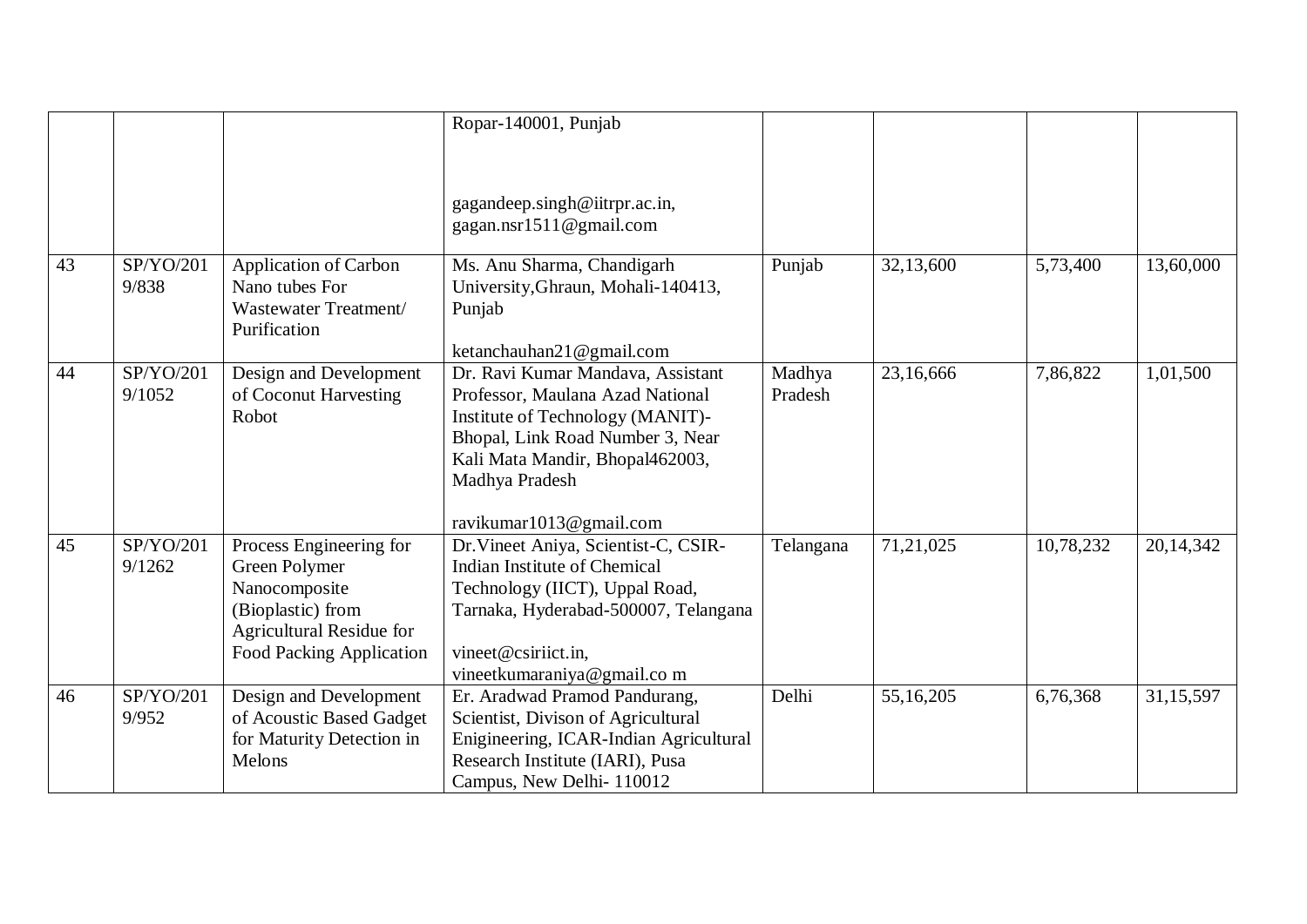| | | | | | | | |
|---|---|---|---|---|---|---|---|
| | | | Ropar-140001, Punjab<br><br>gagandeep.singh@iitrpr.ac.in, gagan.nsr1511@gmail.com | | | | |
| 43 | SP/YO/2019/838 | Application of Carbon Nano tubes For Wastewater Treatment/ Purification | Ms. Anu Sharma, Chandigarh University,Ghraun, Mohali-140413, Punjab<br><br>ketanchauhan21@gmail.com | Punjab | 32,13,600 | 5,73,400 | 13,60,000 |
| 44 | SP/YO/2019/1052 | Design and Development of Coconut Harvesting Robot | Dr. Ravi Kumar Mandava, Assistant Professor, Maulana Azad National Institute of Technology (MANIT)-Bhopal, Link Road Number 3, Near Kali Mata Mandir, Bhopal462003, Madhya Pradesh<br><br>ravikumar1013@gmail.com | Madhya Pradesh | 23,16,666 | 7,86,822 | 1,01,500 |
| 45 | SP/YO/2019/1262 | Process Engineering for Green Polymer Nanocomposite (Bioplastic) from Agricultural Residue for Food Packing Application | Dr.Vineet Aniya, Scientist-C, CSIR-Indian Institute of Chemical Technology (IICT), Uppal Road, Tarnaka, Hyderabad-500007, Telangana<br><br>vineet@csiriict.in, vineetkumaraniya@gmail.co m | Telangana | 71,21,025 | 10,78,232 | 20,14,342 |
| 46 | SP/YO/2019/952 | Design and Development of Acoustic Based Gadget for Maturity Detection in Melons | Er. Aradwad Pramod Pandurang, Scientist, Divison of Agricultural Enigineering, ICAR-Indian Agricultural Research Institute (IARI), Pusa Campus, New Delhi- 110012 | Delhi | 55,16,205 | 6,76,368 | 31,15,597 |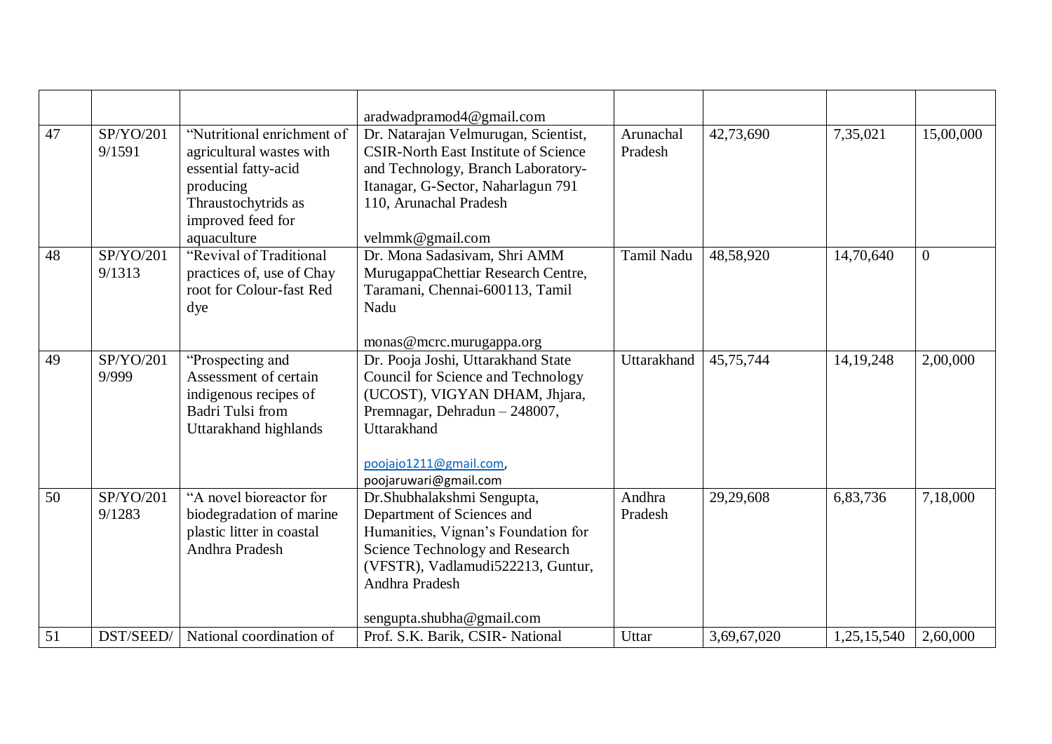| | | | aradwadpramod4@gmail.com | | | | |
|---|---|---|---|---|---|---|---|
| 47 | SP/YO/2019/1591 | “Nutritional enrichment of agricultural wastes with essential fatty-acid producing Thraustochytrids as improved feed for aquaculture | Dr. Natarajan Velmurugan, Scientist, CSIR-North East Institute of Science and Technology, Branch Laboratory-Itanagar, G-Sector, Naharlagun 791 110, Arunachal Pradesh<br><br>velmmk@gmail.com | Arunachal Pradesh | 42,73,690 | 7,35,021 | 15,00,000 |
| 48 | SP/YO/2019/1313 | “Revival of Traditional practices of, use of Chay root for Colour-fast Red dye | Dr. Mona Sadasivam, Shri AMM MurugappaChettiar Research Centre, Taramani, Chennai-600113, Tamil Nadu<br><br>monas@mcrc.murugappa.org | Tamil Nadu | 48,58,920 | 14,70,640 | 0 |
| 49 | SP/YO/2019/999 | “Prospecting and Assessment of certain indigenous recipes of Badri Tulsi from Uttarakhand highlands | Dr. Pooja Joshi, Uttarakhand State Council for Science and Technology (UCOST), VIGYAN DHAM, Jhjara, Premnagar, Dehradun – 248007, Uttarakhand<br><br>poojajo1211@gmail.com, poojaruwari@gmail.com | Uttarakhand | 45,75,744 | 14,19,248 | 2,00,000 |
| 50 | SP/YO/2019/1283 | “A novel bioreactor for biodegradation of marine plastic litter in coastal Andhra Pradesh | Dr.Shubhalakshmi Sengupta, Department of Sciences and Humanities, Vignan’s Foundation for Science Technology and Research (VFSTR), Vadlamudi522213, Guntur, Andhra Pradesh<br><br>sengupta.shubha@gmail.com | Andhra Pradesh | 29,29,608 | 6,83,736 | 7,18,000 |
| 51 | DST/SEED/ | National coordination of | Prof. S.K. Barik, CSIR- National | Uttar | 3,69,67,020 | 1,25,15,540 | 2,60,000 |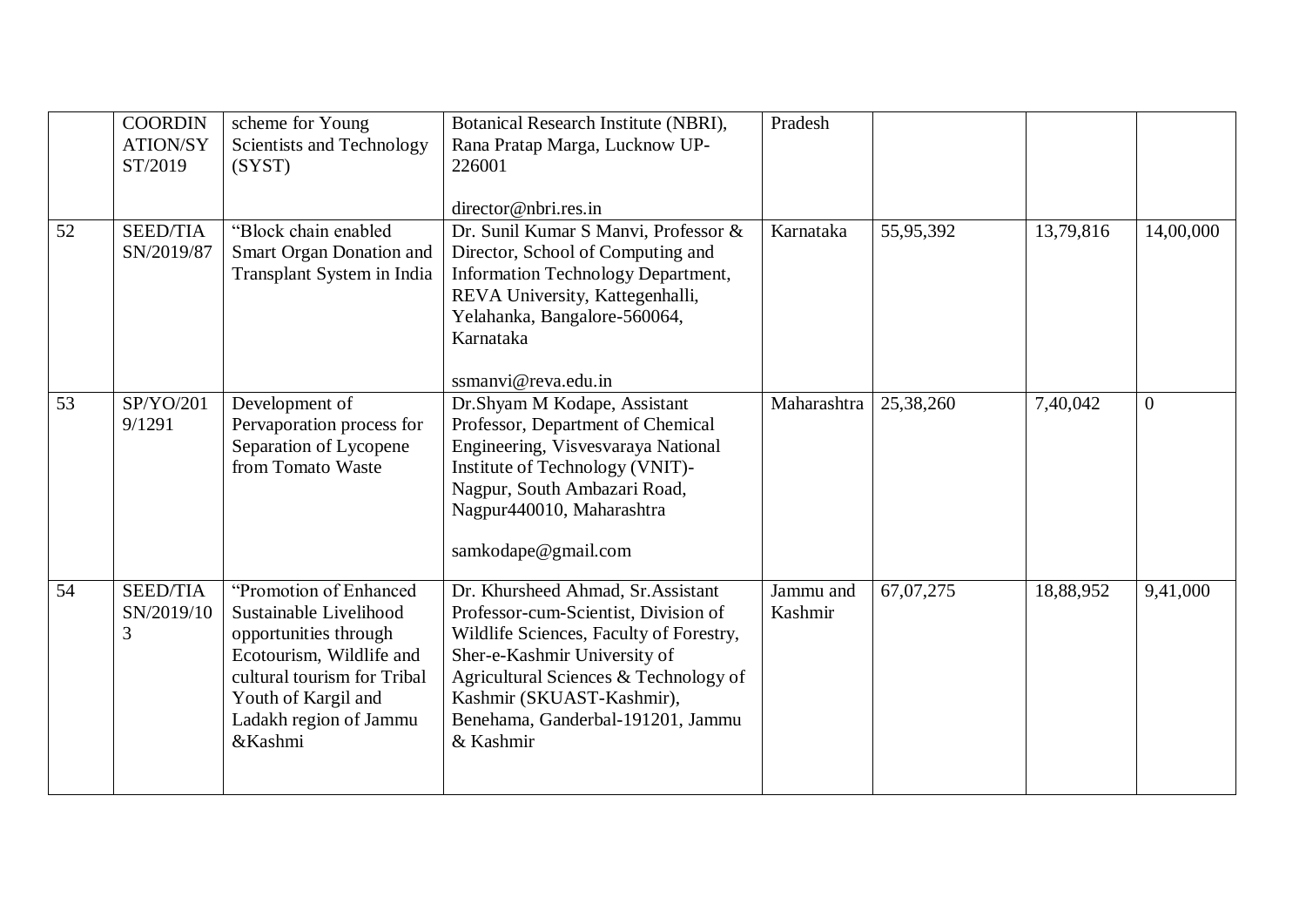|  | COORDINATION/SYST/2019 | scheme for Young Scientists and Technology (SYST) | Botanical Research Institute (NBRI), Rana Pratap Marga, Lucknow UP-226001<br><br>director@nbri.res.in | Pradesh |  |  |  |
|---|---|---|---|---|---|---|---|
| 52 | SEED/TIASN/2019/87 | "Block chain enabled Smart Organ Donation and Transplant System in India | Dr. Sunil Kumar S Manvi, Professor & Director, School of Computing and Information Technology Department, REVA University, Kattegenhalli, Yelahanka, Bangalore-560064, Karnataka<br><br>ssmanvi@reva.edu.in | Karnataka | 55,95,392 | 13,79,816 | 14,00,000 |
| 53 | SP/YO/2019/1291 | Development of Pervaporation process for Separation of Lycopene from Tomato Waste | Dr.Shyam M Kodape, Assistant Professor, Department of Chemical Engineering, Visvesvaraya National Institute of Technology (VNIT)-Nagpur, South Ambazari Road, Nagpur440010, Maharashtra<br><br>samkodape@gmail.com | Maharashtra | 25,38,260 | 7,40,042 | 0 |
| 54 | SEED/TIASN/2019/103 | "Promotion of Enhanced Sustainable Livelihood opportunities through Ecotourism, Wildlife and cultural tourism for Tribal Youth of Kargil and Ladakh region of Jammu &Kashmi | Dr. Khursheed Ahmad, Sr.Assistant Professor-cum-Scientist, Division of Wildlife Sciences, Faculty of Forestry, Sher-e-Kashmir University of Agricultural Sciences & Technology of Kashmir (SKUAST-Kashmir), Benehama, Ganderbal-191201, Jammu & Kashmir | Jammu and Kashmir | 67,07,275 | 18,88,952 | 9,41,000 |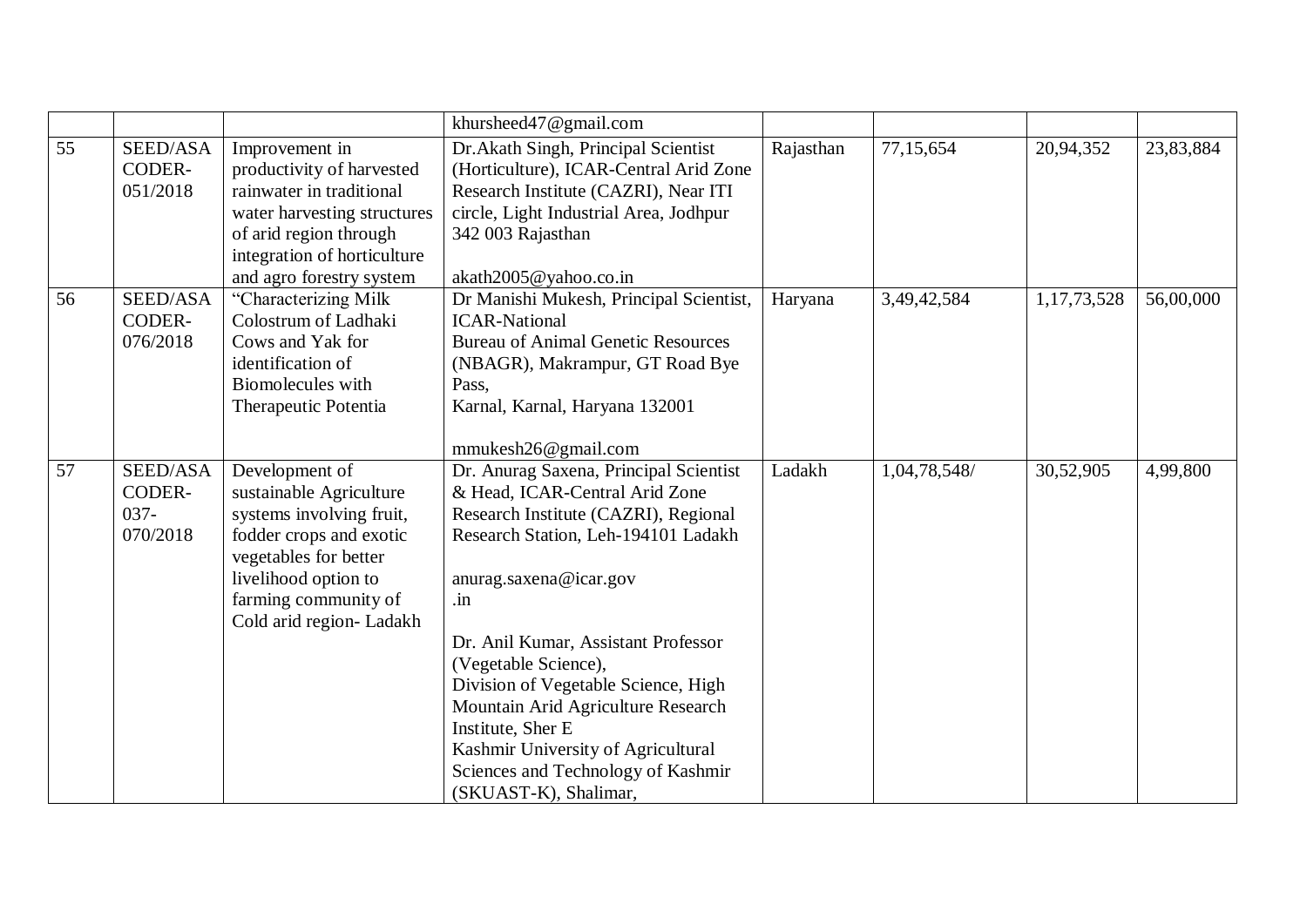| | | | | | | | |
|---|---|---|---|---|---|---|---|
| | | | khursheed47@gmail.com | | | | |
| 55 | SEED/ASA CODER-051/2018 | Improvement in productivity of harvested rainwater in traditional water harvesting structures of arid region through integration of horticulture and agro forestry system | Dr.Akath Singh, Principal Scientist (Horticulture), ICAR-Central Arid Zone Research Institute (CAZRI), Near ITI circle, Light Industrial Area, Jodhpur 342 003 Rajasthan<br><br>akath2005@yahoo.co.in | Rajasthan | 77,15,654 | 20,94,352 | 23,83,884 |
| 56 | SEED/ASA CODER-076/2018 | "Characterizing Milk Colostrum of Ladhaki Cows and Yak for identification of Biomolecules with Therapeutic Potentia | Dr Manishi Mukesh, Principal Scientist, ICAR-National Bureau of Animal Genetic Resources (NBAGR), Makrampur, GT Road Bye Pass, Karnal, Karnal, Haryana 132001<br><br>mmukesh26@gmail.com | Haryana | 3,49,42,584 | 1,17,73,528 | 56,00,000 |
| 57 | SEED/ASA CODER-037-070/2018 | Development of sustainable Agriculture systems involving fruit, fodder crops and exotic vegetables for better livelihood option to farming community of Cold arid region- Ladakh | Dr. Anurag Saxena, Principal Scientist & Head, ICAR-Central Arid Zone Research Institute (CAZRI), Regional Research Station, Leh-194101 Ladakh<br><br>anurag.saxena@icar.gov .in<br><br>Dr. Anil Kumar, Assistant Professor (Vegetable Science), Division of Vegetable Science, High Mountain Arid Agriculture Research Institute, Sher E Kashmir University of Agricultural Sciences and Technology of Kashmir (SKUAST-K), Shalimar, | Ladakh | 1,04,78,548/ | 30,52,905 | 4,99,800 |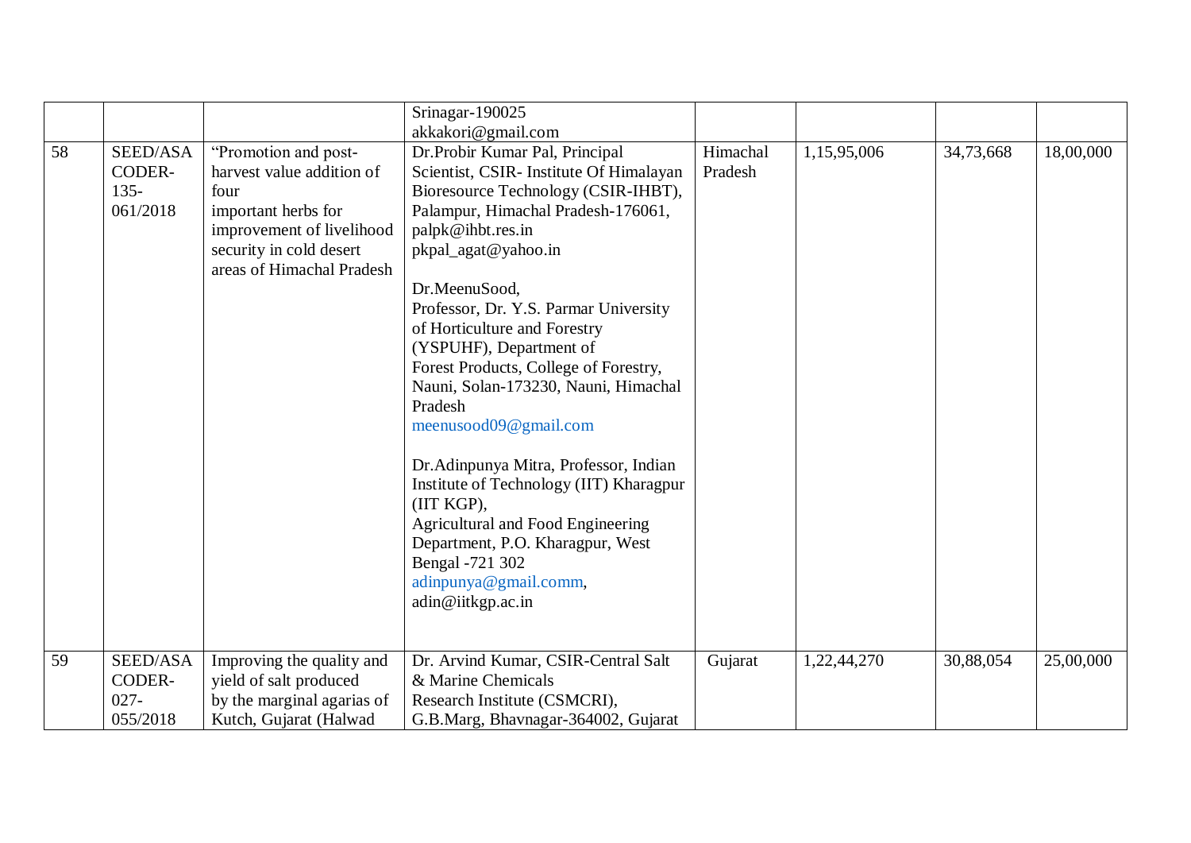| | | | | | | | |
|---|---|---|---|---|---|---|---|
| | | | Srinagar-190025 akkakori@gmail.com | | | | |
| 58 | SEED/ASA CODER-135-061/2018 | “Promotion and post-harvest value addition of four important herbs for improvement of livelihood security in cold desert areas of Himachal Pradesh | Dr.Probir Kumar Pal, Principal Scientist, CSIR- Institute Of Himalayan Bioresource Technology (CSIR-IHBT), Palampur, Himachal Pradesh-176061, palpk@ihbt.res.in pkpal_agat@yahoo.in<br><br>Dr.MeenuSood, Professor, Dr. Y.S. Parmar University of Horticulture and Forestry (YSPUHF), Department of Forest Products, College of Forestry, Nauni, Solan-173230, Nauni, Himachal Pradesh meenusood09@gmail.com<br><br>Dr.Adinpunya Mitra, Professor, Indian Institute of Technology (IIT) Kharagpur (IIT KGP), Agricultural and Food Engineering Department, P.O. Kharagpur, West Bengal -721 302 adinpunya@gmail.comm, adin@iitkgp.ac.in | Himachal Pradesh | 1,15,95,006 | 34,73,668 | 18,00,000 |
| 59 | SEED/ASA CODER-027-055/2018 | Improving the quality and yield of salt produced by the marginal agarias of Kutch, Gujarat (Halwad | Dr. Arvind Kumar, CSIR-Central Salt & Marine Chemicals Research Institute (CSMCRI), G.B.Marg, Bhavnagar-364002, Gujarat | Gujarat | 1,22,44,270 | 30,88,054 | 25,00,000 |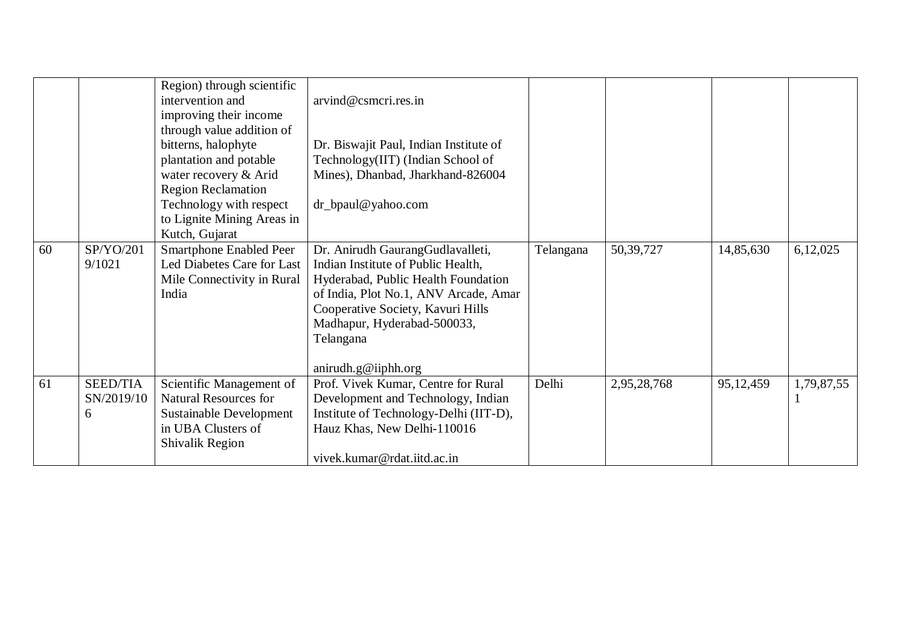| | | | | | | | |
|---|---|---|---|---|---|---|---|
| | | Region) through scientific intervention and improving their income through value addition of bitterns, halophyte plantation and potable water recovery & Arid Region Reclamation Technology with respect to Lignite Mining Areas in Kutch, Gujarat | arvind@csmcri.res.in<br><br>Dr. Biswajit Paul, Indian Institute of Technology(IIT) (Indian School of Mines), Dhanbad, Jharkhand-826004<br><br>dr_bpaul@yahoo.com | | | | |
| 60 | SP/YO/2019/1021 | Smartphone Enabled Peer Led Diabetes Care for Last Mile Connectivity in Rural India | Dr. Anirudh GaurangGudlavalleti, Indian Institute of Public Health, Hyderabad, Public Health Foundation of India, Plot No.1, ANV Arcade, Amar Cooperative Society, Kavuri Hills Madhapur, Hyderabad-500033, Telangana<br><br>anirudh.g@iiphh.org | Telangana | 50,39,727 | 14,85,630 | 6,12,025 |
| 61 | SEED/TIASN/2019/106 | Scientific Management of Natural Resources for Sustainable Development in UBA Clusters of Shivalik Region | Prof. Vivek Kumar, Centre for Rural Development and Technology, Indian Institute of Technology-Delhi (IIT-D), Hauz Khas, New Delhi-110016<br><br>vivek.kumar@rdat.iitd.ac.in | Delhi | 2,95,28,768 | 95,12,459 | 1,79,87,551 |